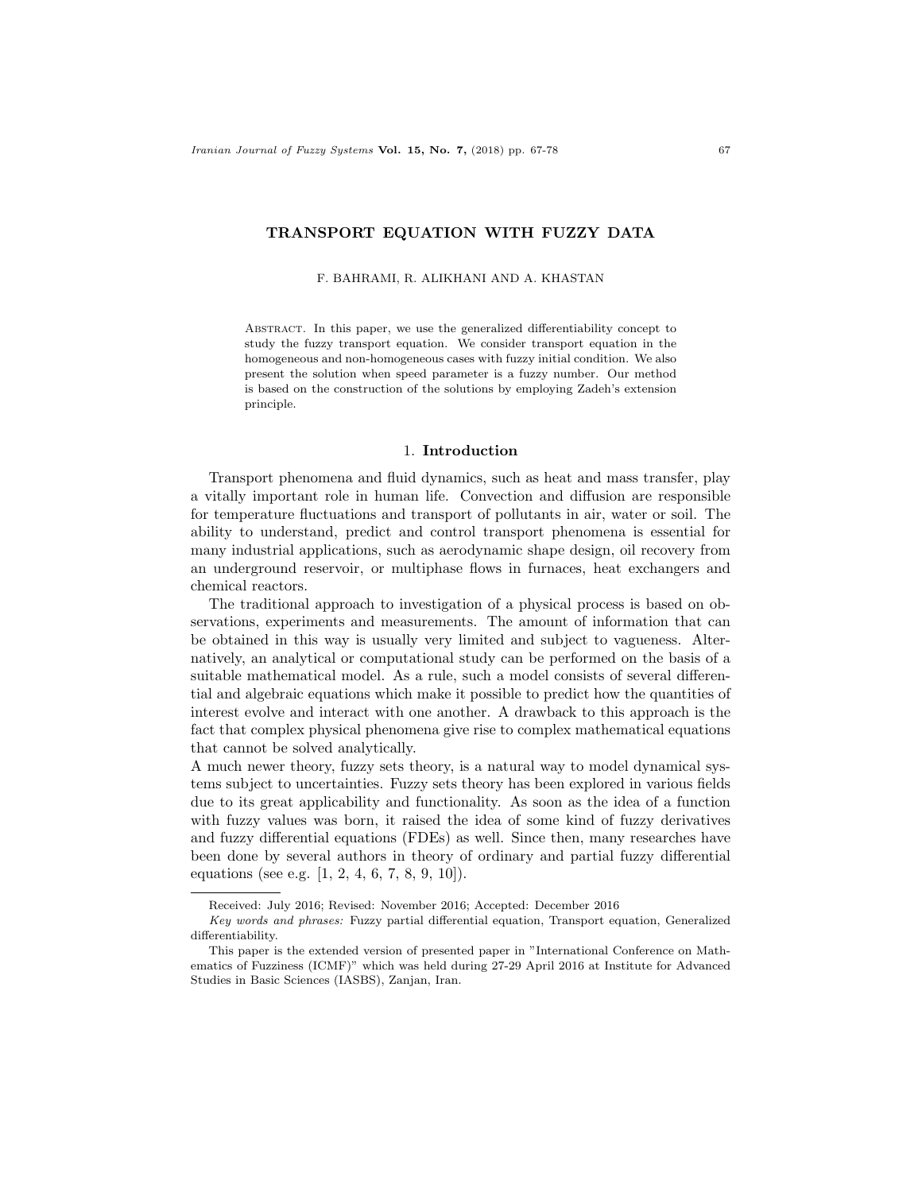# TRANSPORT EQUATION WITH FUZZY DATA

F. BAHRAMI, R. ALIKHANI AND A. KHASTAN

Abstract. In this paper, we use the generalized differentiability concept to study the fuzzy transport equation. We consider transport equation in the homogeneous and non-homogeneous cases with fuzzy initial condition. We also present the solution when speed parameter is a fuzzy number. Our method is based on the construction of the solutions by employing Zadeh's extension principle.

## 1. Introduction

Transport phenomena and fluid dynamics, such as heat and mass transfer, play a vitally important role in human life. Convection and diffusion are responsible for temperature fluctuations and transport of pollutants in air, water or soil. The ability to understand, predict and control transport phenomena is essential for many industrial applications, such as aerodynamic shape design, oil recovery from an underground reservoir, or multiphase flows in furnaces, heat exchangers and chemical reactors.

The traditional approach to investigation of a physical process is based on observations, experiments and measurements. The amount of information that can be obtained in this way is usually very limited and subject to vagueness. Alternatively, an analytical or computational study can be performed on the basis of a suitable mathematical model. As a rule, such a model consists of several differential and algebraic equations which make it possible to predict how the quantities of interest evolve and interact with one another. A drawback to this approach is the fact that complex physical phenomena give rise to complex mathematical equations that cannot be solved analytically.

A much newer theory, fuzzy sets theory, is a natural way to model dynamical systems subject to uncertainties. Fuzzy sets theory has been explored in various fields due to its great applicability and functionality. As soon as the idea of a function with fuzzy values was born, it raised the idea of some kind of fuzzy derivatives and fuzzy differential equations (FDEs) as well. Since then, many researches have been done by several authors in theory of ordinary and partial fuzzy differential equations (see e.g. [1, 2, 4, 6, 7, 8, 9, 10]).

---

Received: July 2016; Revised: November 2016; Accepted: December 2016

*Key words and phrases:* Fuzzy partial differential equation, Transport equation, Generalized differentiability.

This paper is the extended version of presented paper in "International Conference on Mathematics of Fuzziness (ICMF)" which was held during 27-29 April 2016 at Institute for Advanced Studies in Basic Sciences (IASBS), Zanjan, Iran.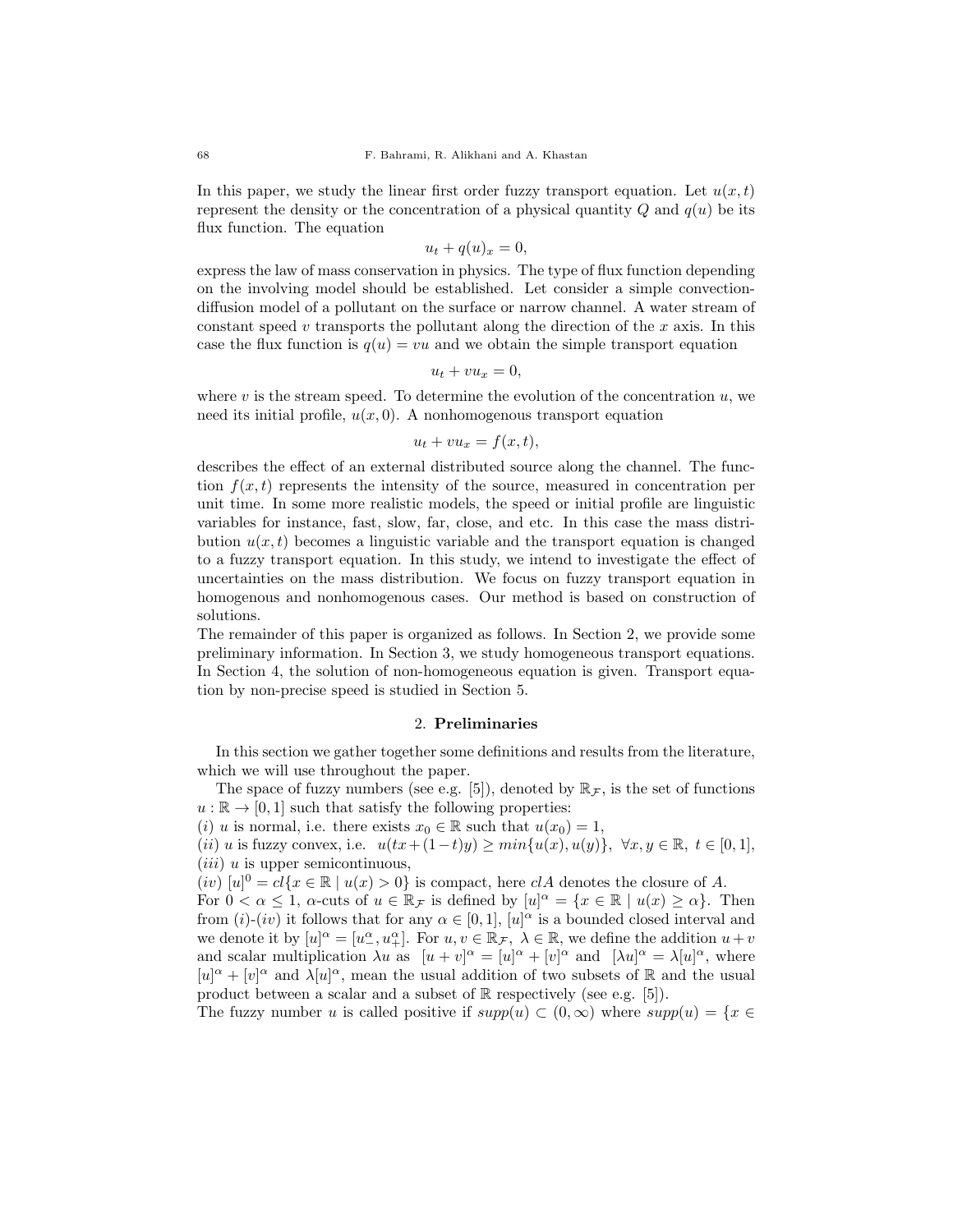In this paper, we study the linear first order fuzzy transport equation. Let $u(x,t)$ represent the density or the concentration of a physical quantity $Q$ and $q(u)$ be its flux function. The equation

$$u_t + q(u)_x = 0,$$

express the law of mass conservation in physics. The type of flux function depending on the involving model should be established. Let consider a simple convection-diffusion model of a pollutant on the surface or narrow channel. A water stream of constant speed $v$ transports the pollutant along the direction of the $x$ axis. In this case the flux function is $q(u) = vu$ and we obtain the simple transport equation

$$u_t + vu_x = 0,$$

where $v$ is the stream speed. To determine the evolution of the concentration $u$, we need its initial profile, $u(x,0)$. A nonhomogenous transport equation

$$u_t + vu_x = f(x,t),$$

describes the effect of an external distributed source along the channel. The function $f(x,t)$ represents the intensity of the source, measured in concentration per unit time. In some more realistic models, the speed or initial profile are linguistic variables for instance, fast, slow, far, close, and etc. In this case the mass distribution $u(x,t)$ becomes a linguistic variable and the transport equation is changed to a fuzzy transport equation. In this study, we intend to investigate the effect of uncertainties on the mass distribution. We focus on fuzzy transport equation in homogenous and nonhomogenous cases. Our method is based on construction of solutions.

The remainder of this paper is organized as follows. In Section 2, we provide some preliminary information. In Section 3, we study homogeneous transport equations. In Section 4, the solution of non-homogeneous equation is given. Transport equation by non-precise speed is studied in Section 5.

## 2. Preliminaries

In this section we gather together some definitions and results from the literature, which we will use throughout the paper.

The space of fuzzy numbers (see e.g. [5]), denoted by $\mathbb{R}_{\mathcal{F}}$, is the set of functions $u : \mathbb{R} \to [0,1]$ such that satisfy the following properties:

$(i)$ $u$ is normal, i.e. there exists $x_0 \in \mathbb{R}$ such that $u(x_0) = 1$,

$(ii)$ $u$ is fuzzy convex, i.e. $u(tx+(1-t)y) \geq min\{u(x), u(y)\}, \ \forall x, y \in \mathbb{R}, \ t \in [0,1]$,

$(iii)$ $u$ is upper semicontinuous,

$(iv)$ $[u]^0 = cl\{x \in \mathbb{R} \mid u(x) > 0\}$ is compact, here $clA$ denotes the closure of $A$.

For $0 < \alpha \leq 1$, $\alpha$-cuts of $u \in \mathbb{R}_{\mathcal{F}}$ is defined by $[u]^\alpha = \{x \in \mathbb{R} \mid u(x) \geq \alpha\}$. Then from $(i)$-$(iv)$ it follows that for any $\alpha \in [0,1]$, $[u]^\alpha$ is a bounded closed interval and we denote it by $[u]^\alpha = [u^\alpha_-, u^\alpha_+]$. For $u, v \in \mathbb{R}_{\mathcal{F}}, \ \lambda \in \mathbb{R}$, we define the addition $u+v$ and scalar multiplication $\lambda u$ as $[u+v]^\alpha = [u]^\alpha + [v]^\alpha$ and $[\lambda u]^\alpha = \lambda[u]^\alpha$, where $[u]^\alpha + [v]^\alpha$ and $\lambda[u]^\alpha$, mean the usual addition of two subsets of $\mathbb{R}$ and the usual product between a scalar and a subset of $\mathbb{R}$ respectively (see e.g. [5]).

The fuzzy number $u$ is called positive if $supp(u) \subset (0, \infty)$ where $supp(u) = \{x \in$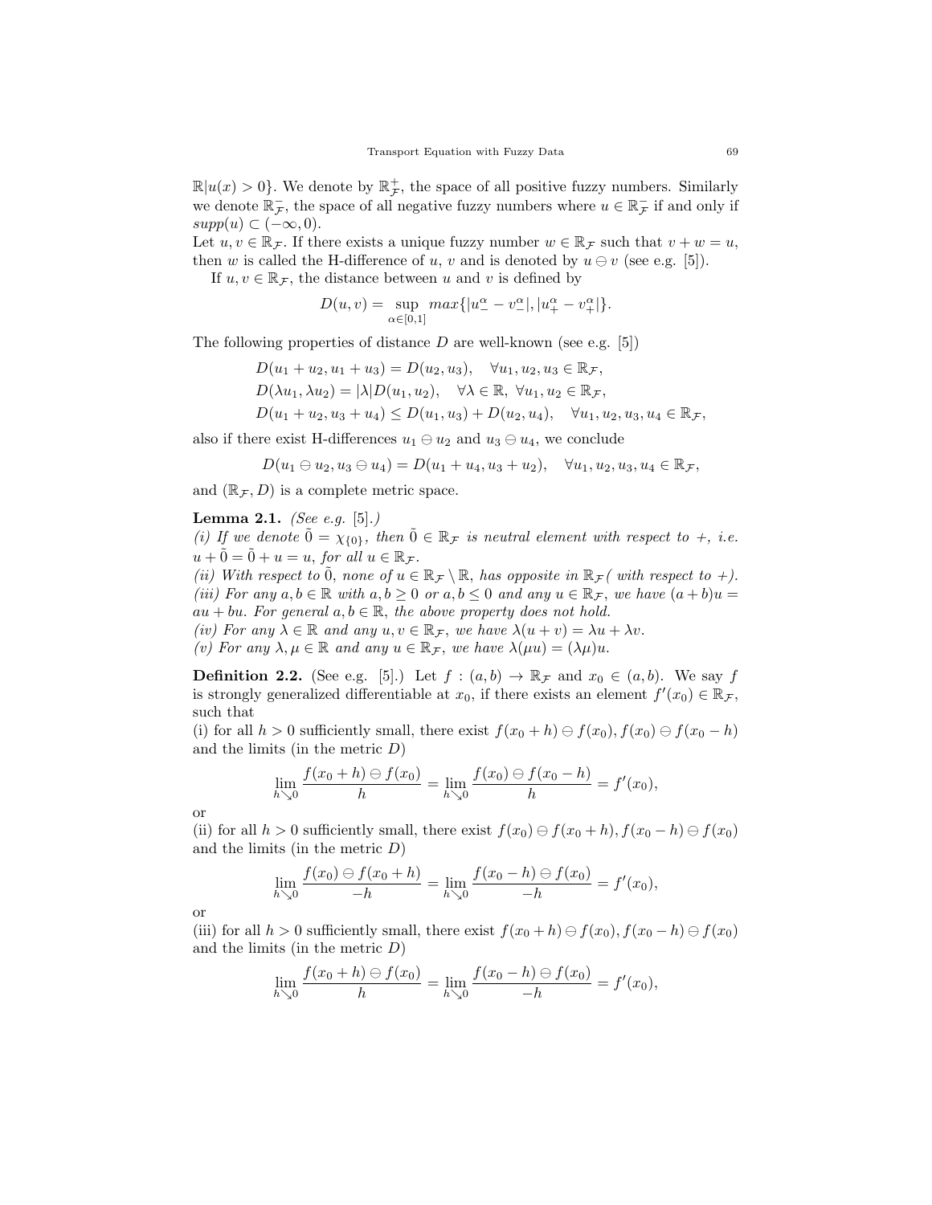$\mathbb{R}|u(x) > 0\}$. We denote by $\mathbb{R}_{\mathcal{F}}^{+}$, the space of all positive fuzzy numbers. Similarly we denote $\mathbb{R}_{\mathcal{F}}^{-}$, the space of all negative fuzzy numbers where $u \in \mathbb{R}_{\mathcal{F}}^{-}$ if and only if $supp(u) \subset (-\infty, 0)$.

Let $u, v \in \mathbb{R}_{\mathcal{F}}$. If there exists a unique fuzzy number $w \in \mathbb{R}_{\mathcal{F}}$ such that $v + w = u$, then $w$ is called the H-difference of $u$, $v$ and is denoted by $u \ominus v$ (see e.g. [5]).

If $u, v \in \mathbb{R}_{\mathcal{F}}$, the distance between $u$ and $v$ is defined by

$$D(u, v) = \sup_{\alpha \in [0,1]} max\{|u_{-}^{\alpha} - v_{-}^{\alpha}|, |u_{+}^{\alpha} - v_{+}^{\alpha}|\}.$$

The following properties of distance $D$ are well-known (see e.g. [5])

$$D(u_1 + u_2, u_1 + u_3) = D(u_2, u_3), \quad \forall u_1, u_2, u_3 \in \mathbb{R}_{\mathcal{F}},$$

$$D(\lambda u_1, \lambda u_2) = |\lambda| D(u_1, u_2), \quad \forall \lambda \in \mathbb{R},\ \forall u_1, u_2 \in \mathbb{R}_{\mathcal{F}},$$

$$D(u_1 + u_2, u_3 + u_4) \leq D(u_1, u_3) + D(u_2, u_4), \quad \forall u_1, u_2, u_3, u_4 \in \mathbb{R}_{\mathcal{F}},$$

also if there exist H-differences $u_1 \ominus u_2$ and $u_3 \ominus u_4$, we conclude

$$D(u_1 \ominus u_2, u_3 \ominus u_4) = D(u_1 + u_4, u_3 + u_2), \quad \forall u_1, u_2, u_3, u_4 \in \mathbb{R}_{\mathcal{F}},$$

and $(\mathbb{R}_{\mathcal{F}}, D)$ is a complete metric space.

**Lemma 2.1.** *(See e.g. [5].)*
*(i) If we denote $\tilde{0} = \chi_{\{0\}}$, then $\tilde{0} \in \mathbb{R}_{\mathcal{F}}$ is neutral element with respect to +, i.e. $u + \tilde{0} = \tilde{0} + u = u$, for all $u \in \mathbb{R}_{\mathcal{F}}$.*
*(ii) With respect to $\tilde{0}$, none of $u \in \mathbb{R}_{\mathcal{F}} \setminus \mathbb{R}$, has opposite in $\mathbb{R}_{\mathcal{F}}$( with respect to +).*
*(iii) For any $a, b \in \mathbb{R}$ with $a, b \geq 0$ or $a, b \leq 0$ and any $u \in \mathbb{R}_{\mathcal{F}}$, we have $(a + b)u = au + bu$. For general $a, b \in \mathbb{R}$, the above property does not hold.*
*(iv) For any $\lambda \in \mathbb{R}$ and any $u, v \in \mathbb{R}_{\mathcal{F}}$, we have $\lambda(u + v) = \lambda u + \lambda v$.*
*(v) For any $\lambda, \mu \in \mathbb{R}$ and any $u \in \mathbb{R}_{\mathcal{F}}$, we have $\lambda(\mu u) = (\lambda\mu)u$.*

**Definition 2.2.** (See e.g. [5].) Let $f : (a, b) \to \mathbb{R}_{\mathcal{F}}$ and $x_0 \in (a, b)$. We say $f$ is strongly generalized differentiable at $x_0$, if there exists an element $f'(x_0) \in \mathbb{R}_{\mathcal{F}}$, such that

(i) for all $h > 0$ sufficiently small, there exist $f(x_0 + h) \ominus f(x_0), f(x_0) \ominus f(x_0 - h)$ and the limits (in the metric $D$)

$$\lim_{h \searrow 0} \frac{f(x_0 + h) \ominus f(x_0)}{h} = \lim_{h \searrow 0} \frac{f(x_0) \ominus f(x_0 - h)}{h} = f'(x_0),$$

or

(ii) for all $h > 0$ sufficiently small, there exist $f(x_0) \ominus f(x_0 + h), f(x_0 - h) \ominus f(x_0)$ and the limits (in the metric $D$)

$$\lim_{h \searrow 0} \frac{f(x_0) \ominus f(x_0 + h)}{-h} = \lim_{h \searrow 0} \frac{f(x_0 - h) \ominus f(x_0)}{-h} = f'(x_0),$$

or

(iii) for all $h > 0$ sufficiently small, there exist $f(x_0 + h) \ominus f(x_0), f(x_0 - h) \ominus f(x_0)$ and the limits (in the metric $D$)

$$\lim_{h \searrow 0} \frac{f(x_0 + h) \ominus f(x_0)}{h} = \lim_{h \searrow 0} \frac{f(x_0 - h) \ominus f(x_0)}{-h} = f'(x_0),$$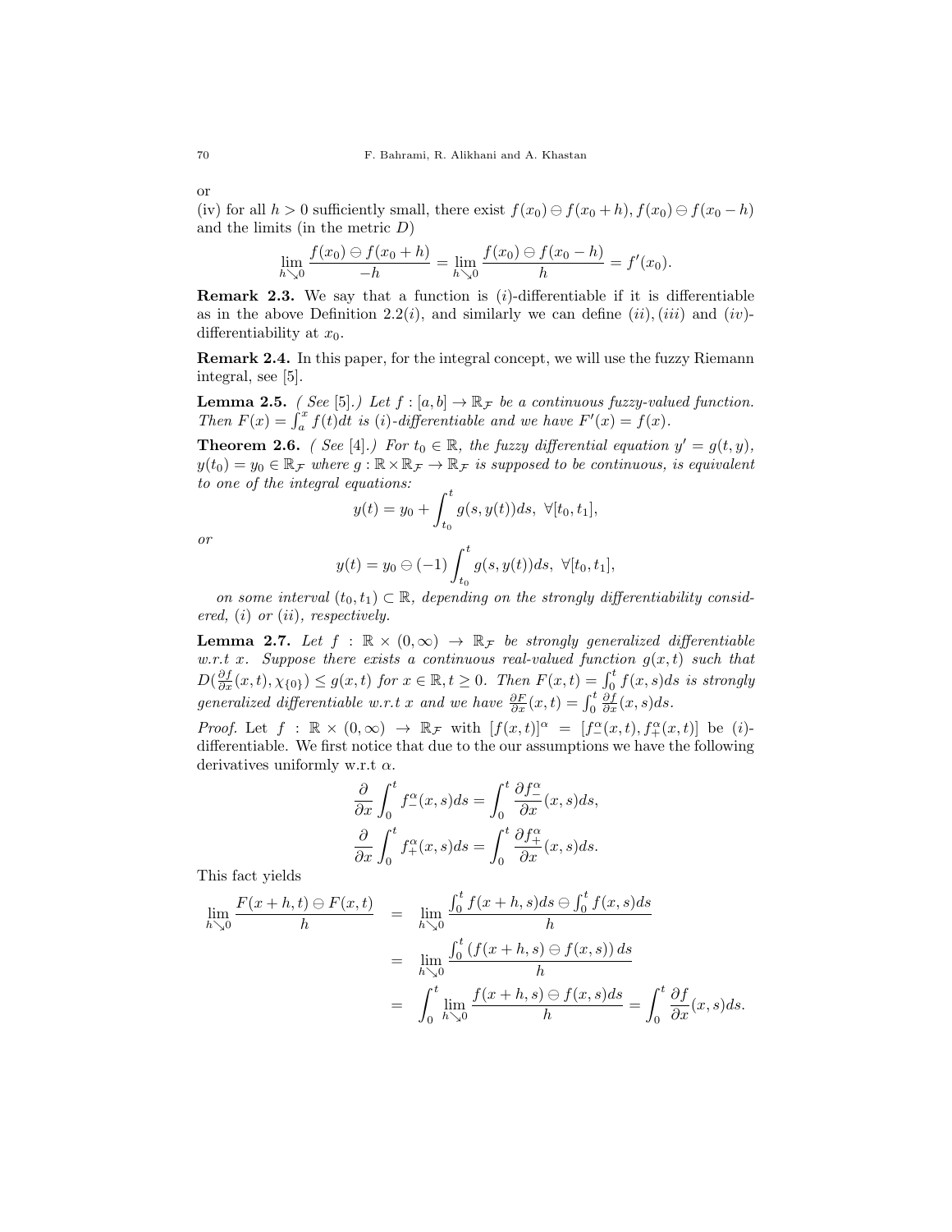or

(iv) for all $h > 0$ sufficiently small, there exist $f(x_0) \ominus f(x_0 + h), f(x_0) \ominus f(x_0 - h)$ and the limits (in the metric $D$)

$$\lim_{h \searrow 0} \frac{f(x_0) \ominus f(x_0 + h)}{-h} = \lim_{h \searrow 0} \frac{f(x_0) \ominus f(x_0 - h)}{h} = f'(x_0).$$

**Remark 2.3.** We say that a function is $(i)$-differentiable if it is differentiable as in the above Definition 2.2$(i)$, and similarly we can define $(ii), (iii)$ and $(iv)$-differentiability at $x_0$.

**Remark 2.4.** In this paper, for the integral concept, we will use the fuzzy Riemann integral, see [5].

**Lemma 2.5.** *( See [5].) Let $f : [a, b] \to \mathbb{R}_{\mathcal{F}}$ be a continuous fuzzy-valued function. Then $F(x) = \int_a^x f(t)dt$ is $(i)$-differentiable and we have $F'(x) = f(x)$.*

**Theorem 2.6.** *( See [4].) For $t_0 \in \mathbb{R}$, the fuzzy differential equation $y' = g(t, y)$, $y(t_0) = y_0 \in \mathbb{R}_{\mathcal{F}}$ where $g : \mathbb{R} \times \mathbb{R}_{\mathcal{F}} \to \mathbb{R}_{\mathcal{F}}$ is supposed to be continuous, is equivalent to one of the integral equations:*

$$y(t) = y_0 + \int_{t_0}^{t} g(s, y(t))ds, \ \ \forall [t_0, t_1],$$

*or*

$$y(t) = y_0 \ominus (-1) \int_{t_0}^{t} g(s, y(t))ds, \ \ \forall [t_0, t_1],$$

*on some interval $(t_0, t_1) \subset \mathbb{R}$, depending on the strongly differentiability considered, $(i)$ or $(ii)$, respectively.*

**Lemma 2.7.** *Let $f : \mathbb{R} \times (0, \infty) \to \mathbb{R}_{\mathcal{F}}$ be strongly generalized differentiable w.r.t $x$. Suppose there exists a continuous real-valued function $g(x, t)$ such that $D(\frac{\partial f}{\partial x}(x, t), \chi_{\{0\}}) \leq g(x, t)$ for $x \in \mathbb{R}, t \geq 0$. Then $F(x, t) = \int_0^t f(x, s)ds$ is strongly generalized differentiable w.r.t $x$ and we have $\frac{\partial F}{\partial x}(x, t) = \int_0^t \frac{\partial f}{\partial x}(x, s)ds$.*

*Proof.* Let $f : \mathbb{R} \times (0, \infty) \to \mathbb{R}_{\mathcal{F}}$ with $[f(x, t)]^\alpha = [f_-^\alpha(x, t), f_+^\alpha(x, t)]$ be $(i)$-differentiable. We first notice that due to the our assumptions we have the following derivatives uniformly w.r.t $\alpha$.

$$\frac{\partial}{\partial x} \int_0^t f_-^\alpha(x, s)ds = \int_0^t \frac{\partial f_-^\alpha}{\partial x}(x, s)ds,$$
$$\frac{\partial}{\partial x} \int_0^t f_+^\alpha(x, s)ds = \int_0^t \frac{\partial f_+^\alpha}{\partial x}(x, s)ds.$$

This fact yields

$$\begin{aligned}
\lim_{h \searrow 0} \frac{F(x + h, t) \ominus F(x, t)}{h} &= \lim_{h \searrow 0} \frac{\int_0^t f(x + h, s)ds \ominus \int_0^t f(x, s)ds}{h} \\
&= \lim_{h \searrow 0} \frac{\int_0^t \left(f(x + h, s) \ominus f(x, s)\right) ds}{h} \\
&= \int_0^t \lim_{h \searrow 0} \frac{f(x + h, s) \ominus f(x, s)ds}{h} = \int_0^t \frac{\partial f}{\partial x}(x, s)ds.
\end{aligned}$$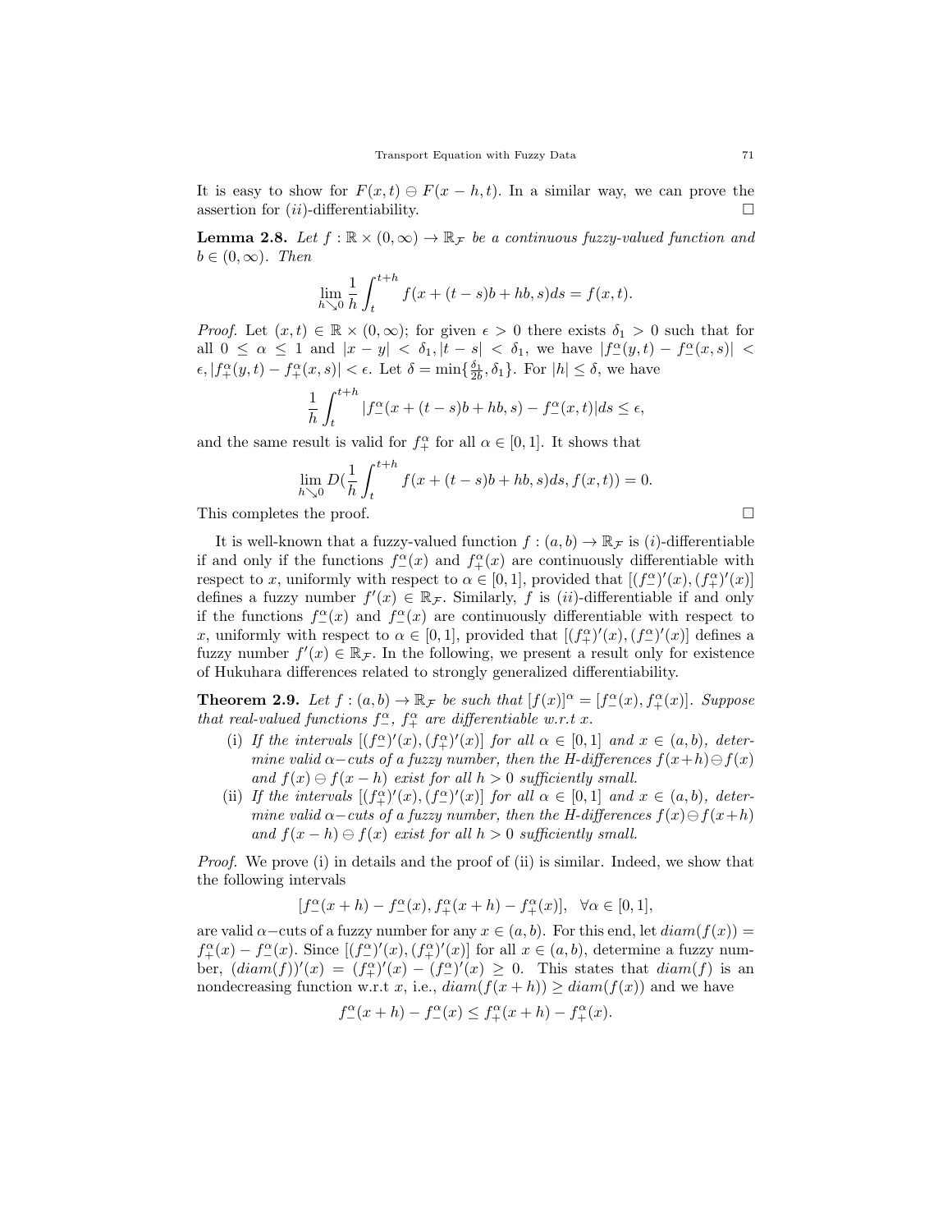It is easy to show for $F(x,t) \ominus F(x-h,t)$. In a similar way, we can prove the assertion for $(ii)$-differentiability. $\square$

**Lemma 2.8.** *Let $f : \mathbb{R} \times (0,\infty) \to \mathbb{R}_{\mathcal{F}}$ be a continuous fuzzy-valued function and $b \in (0,\infty)$. Then*

$$\lim_{h \searrow 0} \frac{1}{h} \int_t^{t+h} f(x + (t-s)b + hb, s) ds = f(x,t).$$

*Proof.* Let $(x,t) \in \mathbb{R} \times (0,\infty)$; for given $\epsilon > 0$ there exists $\delta_1 > 0$ such that for all $0 \leq \alpha \leq 1$ and $|x-y| < \delta_1, |t-s| < \delta_1$, we have $|f_-^\alpha(y,t) - f_-^\alpha(x,s)| < \epsilon, |f_+^\alpha(y,t) - f_+^\alpha(x,s)| < \epsilon$. Let $\delta = \min\{\frac{\delta_1}{2b}, \delta_1\}$. For $|h| \leq \delta$, we have

$$\frac{1}{h} \int_t^{t+h} |f_-^\alpha(x + (t-s)b + hb, s) - f_-^\alpha(x,t)| ds \leq \epsilon,$$

and the same result is valid for $f_+^\alpha$ for all $\alpha \in [0,1]$. It shows that

$$\lim_{h \searrow 0} D(\frac{1}{h} \int_t^{t+h} f(x + (t-s)b + hb, s) ds, f(x,t)) = 0.$$

This completes the proof. $\square$

It is well-known that a fuzzy-valued function $f : (a,b) \to \mathbb{R}_{\mathcal{F}}$ is $(i)$-differentiable if and only if the functions $f_-^\alpha(x)$ and $f_+^\alpha(x)$ are continuously differentiable with respect to $x$, uniformly with respect to $\alpha \in [0,1]$, provided that $[(f_-^\alpha)'(x), (f_+^\alpha)'(x)]$ defines a fuzzy number $f'(x) \in \mathbb{R}_{\mathcal{F}}$. Similarly, $f$ is $(ii)$-differentiable if and only if the functions $f_-^\alpha(x)$ and $f_-^\alpha(x)$ are continuously differentiable with respect to $x$, uniformly with respect to $\alpha \in [0,1]$, provided that $[(f_+^\alpha)'(x), (f_-^\alpha)'(x)]$ defines a fuzzy number $f'(x) \in \mathbb{R}_{\mathcal{F}}$. In the following, we present a result only for existence of Hukuhara differences related to strongly generalized differentiability.

**Theorem 2.9.** *Let $f : (a,b) \to \mathbb{R}_{\mathcal{F}}$ be such that $[f(x)]^\alpha = [f_-^\alpha(x), f_+^\alpha(x)]$. Suppose that real-valued functions $f_-^\alpha$, $f_+^\alpha$ are differentiable w.r.t $x$.*

- (i) *If the intervals $[(f_-^\alpha)'(x), (f_+^\alpha)'(x)]$ for all $\alpha \in [0,1]$ and $x \in (a,b)$, determine valid $\alpha-$cuts of a fuzzy number, then the H-differences $f(x+h) \ominus f(x)$ and $f(x) \ominus f(x-h)$ exist for all $h > 0$ sufficiently small.*
- (ii) *If the intervals $[(f_+^\alpha)'(x), (f_-^\alpha)'(x)]$ for all $\alpha \in [0,1]$ and $x \in (a,b)$, determine valid $\alpha-$cuts of a fuzzy number, then the H-differences $f(x) \ominus f(x+h)$ and $f(x-h) \ominus f(x)$ exist for all $h > 0$ sufficiently small.*

*Proof.* We prove (i) in details and the proof of (ii) is similar. Indeed, we show that the following intervals

$$[f_-^\alpha(x+h) - f_-^\alpha(x), f_+^\alpha(x+h) - f_+^\alpha(x)], \quad \forall \alpha \in [0,1],$$

are valid $\alpha-$cuts of a fuzzy number for any $x \in (a,b)$. For this end, let $diam(f(x)) = f_+^\alpha(x) - f_-^\alpha(x)$. Since $[(f_-^\alpha)'(x), (f_+^\alpha)'(x)]$ for all $x \in (a,b)$, determine a fuzzy number, $(diam(f))'(x) = (f_+^\alpha)'(x) - (f_-^\alpha)'(x) \geq 0$. This states that $diam(f)$ is an nondecreasing function w.r.t $x$, i.e., $diam(f(x+h)) \geq diam(f(x))$ and we have

$$f_-^\alpha(x+h) - f_-^\alpha(x) \leq f_+^\alpha(x+h) - f_+^\alpha(x).$$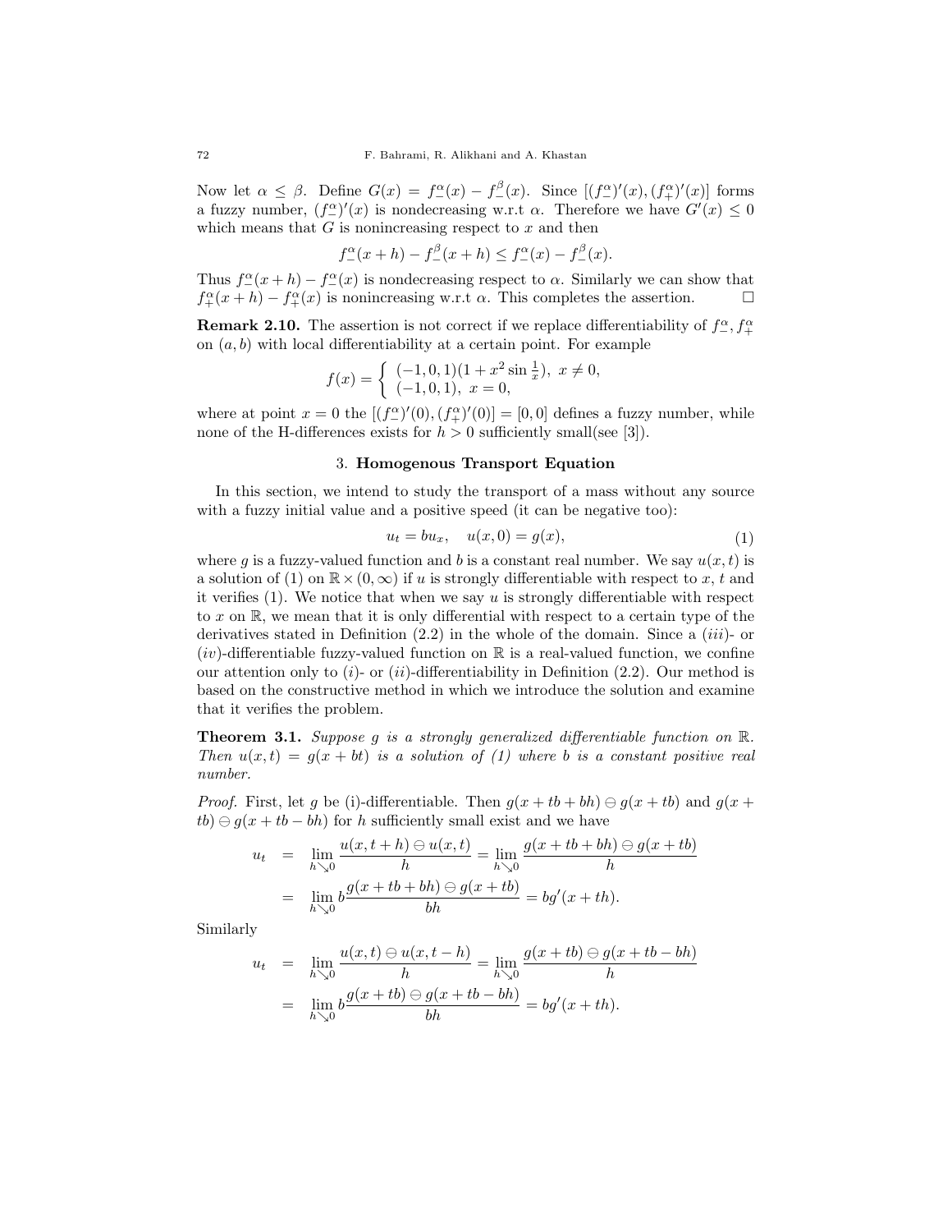Now let $\alpha \leq \beta$. Define $G(x) = f_-^\alpha(x) - f_-^\beta(x)$. Since $[(f_-^\alpha)'(x), (f_+^\alpha)'(x)]$ forms a fuzzy number, $(f_-^\alpha)'(x)$ is nondecreasing w.r.t $\alpha$. Therefore we have $G'(x) \leq 0$ which means that $G$ is nonincreasing respect to $x$ and then

$$f_-^\alpha(x+h) - f_-^\beta(x+h) \leq f_-^\alpha(x) - f_-^\beta(x).$$

Thus $f_-^\alpha(x+h) - f_-^\alpha(x)$ is nondecreasing respect to $\alpha$. Similarly we can show that $f_+^\alpha(x+h) - f_+^\alpha(x)$ is nonincreasing w.r.t $\alpha$. This completes the assertion. $\square$

**Remark 2.10.** The assertion is not correct if we replace differentiability of $f_-^\alpha, f_+^\alpha$ on $(a,b)$ with local differentiability at a certain point. For example

$$f(x) = \begin{cases} (-1,0,1)(1 + x^2 \sin \frac{1}{x}), & x \neq 0, \\ (-1,0,1), & x = 0, \end{cases}$$

where at point $x = 0$ the $[(f_-^\alpha)'(0), (f_+^\alpha)'(0)] = [0,0]$ defines a fuzzy number, while none of the H-differences exists for $h > 0$ sufficiently small(see [3]).

## 3. Homogenous Transport Equation

In this section, we intend to study the transport of a mass without any source with a fuzzy initial value and a positive speed (it can be negative too):

$$u_t = bu_x, \quad u(x,0) = g(x), \tag{1}$$

where $g$ is a fuzzy-valued function and $b$ is a constant real number. We say $u(x,t)$ is a solution of (1) on $\mathbb{R} \times (0,\infty)$ if $u$ is strongly differentiable with respect to $x$, $t$ and it verifies (1). We notice that when we say $u$ is strongly differentiable with respect to $x$ on $\mathbb{R}$, we mean that it is only differential with respect to a certain type of the derivatives stated in Definition (2.2) in the whole of the domain. Since a $(iii)$- or $(iv)$-differentiable fuzzy-valued function on $\mathbb{R}$ is a real-valued function, we confine our attention only to $(i)$- or $(ii)$-differentiability in Definition (2.2). Our method is based on the constructive method in which we introduce the solution and examine that it verifies the problem.

**Theorem 3.1.** *Suppose $g$ is a strongly generalized differentiable function on $\mathbb{R}$. Then $u(x,t) = g(x+bt)$ is a solution of (1) where $b$ is a constant positive real number.*

*Proof.* First, let $g$ be (i)-differentiable. Then $g(x+tb+bh) \ominus g(x+tb)$ and $g(x+tb) \ominus g(x+tb-bh)$ for $h$ sufficiently small exist and we have

$$\begin{aligned} u_t &= \lim_{h \searrow 0} \frac{u(x,t+h) \ominus u(x,t)}{h} = \lim_{h \searrow 0} \frac{g(x+tb+bh) \ominus g(x+tb)}{h} \\ &= \lim_{h \searrow 0} b \frac{g(x+tb+bh) \ominus g(x+tb)}{bh} = bg'(x+th). \end{aligned}$$

Similarly

$$\begin{aligned} u_t &= \lim_{h \searrow 0} \frac{u(x,t) \ominus u(x,t-h)}{h} = \lim_{h \searrow 0} \frac{g(x+tb) \ominus g(x+tb-bh)}{h} \\ &= \lim_{h \searrow 0} b \frac{g(x+tb) \ominus g(x+tb-bh)}{bh} = bg'(x+th). \end{aligned}$$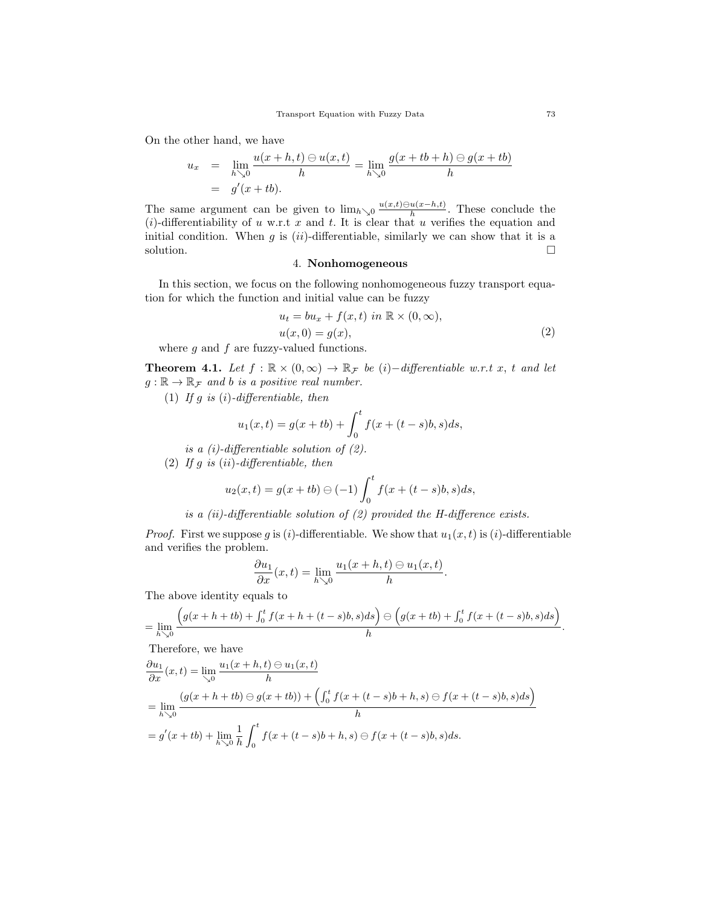On the other hand, we have

$$
\begin{aligned}
u_x &= \lim_{h \searrow 0} \frac{u(x+h,t) \ominus u(x,t)}{h} = \lim_{h \searrow 0} \frac{g(x+tb+h) \ominus g(x+tb)}{h} \\
&= g'(x+tb).
\end{aligned}
$$

The same argument can be given to $\lim_{h \searrow 0} \frac{u(x,t) \ominus u(x-h,t)}{h}$. These conclude the $(i)$-differentiability of $u$ w.r.t $x$ and $t$. It is clear that $u$ verifies the equation and initial condition. When $g$ is $(ii)$-differentiable, similarly we can show that it is a solution. □

## 4. **Nonhomogeneous**

In this section, we focus on the following nonhomogeneous fuzzy transport equation for which the function and initial value can be fuzzy

$$
\begin{aligned}
&u_t = bu_x + f(x,t) \ in \ \mathbb{R} \times (0, \infty), \\
&u(x,0) = g(x),
\end{aligned}
\tag{2}
$$

where $g$ and $f$ are fuzzy-valued functions.

**Theorem 4.1.** *Let $f : \mathbb{R} \times (0,\infty) \to \mathbb{R}_{\mathcal{F}}$ be $(i)-$differentiable w.r.t $x$, $t$ and let $g : \mathbb{R} \to \mathbb{R}_{\mathcal{F}}$ and $b$ is a positive real number.*

(1) *If $g$ is $(i)$-differentiable, then*

$$
u_1(x,t) = g(x+tb) + \int_0^t f(x+(t-s)b, s)ds,
$$

*is a (i)-differentiable solution of (2).*

(2) *If $g$ is $(ii)$-differentiable, then*

$$
u_2(x,t) = g(x+tb) \ominus (-1) \int_0^t f(x+(t-s)b, s)ds,
$$

*is a (ii)-differentiable solution of (2) provided the H-difference exists.*

*Proof.* First we suppose $g$ is $(i)$-differentiable. We show that $u_1(x,t)$ is $(i)$-differentiable and verifies the problem.

$$
\frac{\partial u_1}{\partial x}(x,t) = \lim_{h \searrow 0} \frac{u_1(x+h,t) \ominus u_1(x,t)}{h}.
$$

The above identity equals to

$$
= \lim_{h \searrow 0} \frac{\left(g(x+h+tb) + \int_0^t f(x+h+(t-s)b,s)ds\right) \ominus \left(g(x+tb) + \int_0^t f(x+(t-s)b,s)ds\right)}{h}.
$$

Therefore, we have

$$
\begin{aligned}
&\frac{\partial u_1}{\partial x}(x,t) = \lim_{\searrow 0} \frac{u_1(x+h,t) \ominus u_1(x,t)}{h} \\
&= \lim_{h \searrow 0} \frac{(g(x+h+tb) \ominus g(x+tb)) + \left(\int_0^t f(x+(t-s)b+h,s) \ominus f(x+(t-s)b,s)ds\right)}{h} \\
&= g'(x+tb) + \lim_{h \searrow 0} \frac{1}{h} \int_0^t f(x+(t-s)b+h,s) \ominus f(x+(t-s)b,s)ds.
\end{aligned}
$$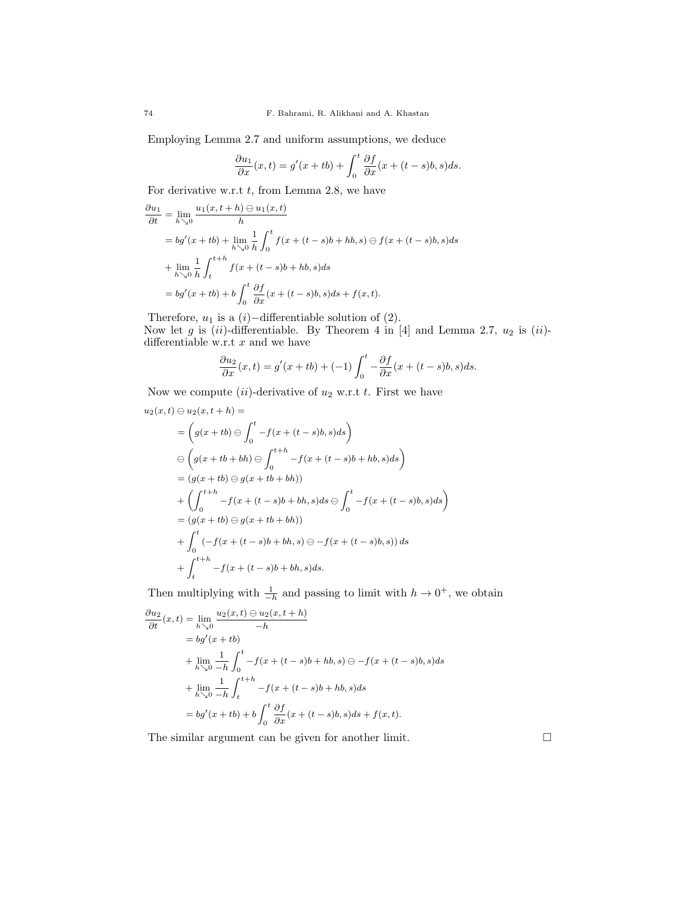Employing Lemma 2.7 and uniform assumptions, we deduce

$$\frac{\partial u_1}{\partial x}(x,t) = g'(x+tb) + \int_0^t \frac{\partial f}{\partial x}(x+(t-s)b, s)ds.$$

For derivative w.r.t $t$, from Lemma 2.8, we have

$$\begin{aligned}
\frac{\partial u_1}{\partial t} &= \lim_{h\searrow 0} \frac{u_1(x,t+h)\ominus u_1(x,t)}{h} \\
&= bg'(x+tb) + \lim_{h\searrow 0}\frac{1}{h}\int_0^t f(x+(t-s)b+hb, s)\ominus f(x+(t-s)b,s)ds \\
&+ \lim_{h\searrow 0}\frac{1}{h}\int_t^{t+h} f(x+(t-s)b+hb,s)ds \\
&= bg'(x+tb) + b\int_0^t \frac{\partial f}{\partial x}(x+(t-s)b,s)ds + f(x,t).
\end{aligned}$$

Therefore, $u_1$ is a $(i)-$differentiable solution of (2).
Now let $g$ is $(ii)$-differentiable. By Theorem 4 in [4] and Lemma 2.7, $u_2$ is $(ii)$-differentiable w.r.t $x$ and we have

$$\frac{\partial u_2}{\partial x}(x,t) = g'(x+tb) + (-1)\int_0^t -\frac{\partial f}{\partial x}(x+(t-s)b,s)ds.$$

Now we compute $(ii)$-derivative of $u_2$ w.r.t $t$. First we have

$$\begin{aligned}
&u_2(x,t)\ominus u_2(x,t+h) = \\
&= \left(g(x+tb)\ominus \int_0^t -f(x+(t-s)b,s)ds\right) \\
&\ominus \left(g(x+tb+bh)\ominus \int_0^{t+h} -f(x+(t-s)b+hb,s)ds\right) \\
&= (g(x+tb)\ominus g(x+tb+bh)) \\
&+ \left(\int_0^{t+h} -f(x+(t-s)b+bh,s)ds \ominus \int_0^t -f(x+(t-s)b,s)ds\right) \\
&= (g(x+tb)\ominus g(x+tb+bh)) \\
&+ \int_0^t \left(-f(x+(t-s)b+bh,s)\ominus -f(x+(t-s)b,s)\right)ds \\
&+ \int_t^{t+h} -f(x+(t-s)b+bh,s)ds.
\end{aligned}$$

Then multiplying with $\frac{1}{-h}$ and passing to limit with $h\to 0^+$, we obtain

$$\begin{aligned}
\frac{\partial u_2}{\partial t}(x,t) &= \lim_{h\searrow 0}\frac{u_2(x,t)\ominus u_2(x,t+h)}{-h} \\
&= bg'(x+tb) \\
&+ \lim_{h\searrow 0}\frac{1}{-h}\int_0^t -f(x+(t-s)b+hb,s)\ominus -f(x+(t-s)b,s)ds \\
&+ \lim_{h\searrow 0}\frac{1}{-h}\int_t^{t+h} -f(x+(t-s)b+hb,s)ds \\
&= bg'(x+tb) + b\int_0^t \frac{\partial f}{\partial x}(x+(t-s)b,s)ds + f(x,t).
\end{aligned}$$

The similar argument can be given for another limit. $\square$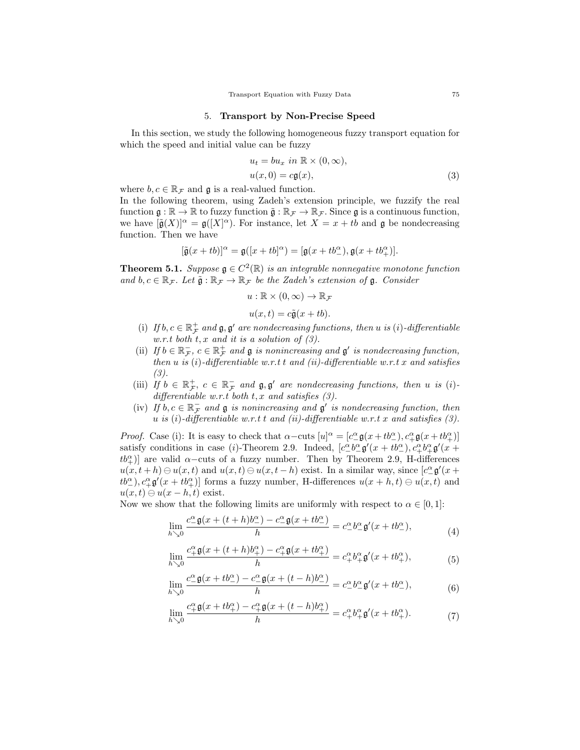## 5. **Transport by Non-Precise Speed**

In this section, we study the following homogeneous fuzzy transport equation for which the speed and initial value can be fuzzy

$$
\begin{aligned}
&u_t = bu_x \text{ in } \mathbb{R} \times (0, \infty), \\
&u(x, 0) = c\mathfrak{g}(x),
\end{aligned} \tag{3}
$$

where $b, c \in \mathbb{R}_{\mathcal{F}}$ and $\mathfrak{g}$ is a real-valued function.

In the following theorem, using Zadeh's extension principle, we fuzzify the real function $\mathfrak{g} : \mathbb{R} \to \mathbb{R}$ to fuzzy function $\tilde{\mathfrak{g}} : \mathbb{R}_{\mathcal{F}} \to \mathbb{R}_{\mathcal{F}}$. Since $\mathfrak{g}$ is a continuous function, we have $[\tilde{\mathfrak{g}}(X)]^\alpha = \mathfrak{g}([X]^\alpha)$. For instance, let $X = x + tb$ and $\mathfrak{g}$ be nondecreasing function. Then we have

$$
[\tilde{\mathfrak{g}}(x + tb)]^\alpha = \mathfrak{g}([x + tb]^\alpha) = [\mathfrak{g}(x + tb_-^\alpha), \mathfrak{g}(x + tb_+^\alpha)].
$$

**Theorem 5.1.** *Suppose $\mathfrak{g} \in C^2(\mathbb{R})$ is an integrable nonnegative monotone function and $b, c \in \mathbb{R}_{\mathcal{F}}$. Let $\tilde{\mathfrak{g}} : \mathbb{R}_{\mathcal{F}} \to \mathbb{R}_{\mathcal{F}}$ be the Zadeh's extension of $\mathfrak{g}$. Consider*

$$
u : \mathbb{R} \times (0, \infty) \to \mathbb{R}_{\mathcal{F}}
$$

$$
u(x, t) = c\tilde{\mathfrak{g}}(x + tb).
$$

- (i) *If $b, c \in \mathbb{R}_{\mathcal{F}}^+$ and $\mathfrak{g}, \mathfrak{g}'$ are nondecreasing functions, then $u$ is $(i)$-differentiable w.r.t both $t, x$ and it is a solution of (3).*
- (ii) *If $b \in \mathbb{R}_{\mathcal{F}}^-$, $c \in \mathbb{R}_{\mathcal{F}}^+$ and $\mathfrak{g}$ is nonincreasing and $\mathfrak{g}'$ is nondecreasing function, then $u$ is $(i)$-differentiable w.r.t $t$ and $(ii)$-differentiable w.r.t $x$ and satisfies (3).*
- (iii) *If $b \in \mathbb{R}_{\mathcal{F}}^+$, $c \in \mathbb{R}_{\mathcal{F}}^-$ and $\mathfrak{g}, \mathfrak{g}'$ are nondecreasing functions, then $u$ is $(i)$-differentiable w.r.t both $t, x$ and satisfies (3).*
- (iv) *If $b, c \in \mathbb{R}_{\mathcal{F}}^-$ and $\mathfrak{g}$ is nonincreasing and $\mathfrak{g}'$ is nondecreasing function, then $u$ is $(i)$-differentiable w.r.t $t$ and $(ii)$-differentiable w.r.t $x$ and satisfies (3).*

*Proof.* Case (i): It is easy to check that $\alpha-$cuts $[u]^\alpha = [c_-^\alpha \mathfrak{g}(x + tb_-^\alpha), c_+^\alpha \mathfrak{g}(x + tb_+^\alpha)]$ satisfy conditions in case $(i)$-Theorem 2.9. Indeed, $[c_-^\alpha b_-^\alpha \mathfrak{g}'(x + tb_-^\alpha), c_+^\alpha b_+^\alpha \mathfrak{g}'(x + tb_+^\alpha)]$ are valid $\alpha-$cuts of a fuzzy number. Then by Theorem 2.9, H-differences $u(x, t + h) \ominus u(x, t)$ and $u(x, t) \ominus u(x, t - h)$ exist. In a similar way, since $[c_-^\alpha \mathfrak{g}'(x + tb_-^\alpha), c_+^\alpha \mathfrak{g}'(x + tb_+^\alpha)]$ forms a fuzzy number, H-differences $u(x + h, t) \ominus u(x, t)$ and $u(x, t) \ominus u(x - h, t)$ exist.

Now we show that the following limits are uniformly with respect to $\alpha \in [0, 1]$:

$$
\lim_{h \searrow 0} \frac{c_-^\alpha \mathfrak{g}(x + (t + h)b_-^\alpha) - c_-^\alpha \mathfrak{g}(x + tb_-^\alpha)}{h} = c_-^\alpha b_-^\alpha \mathfrak{g}'(x + tb_-^\alpha), \tag{4}
$$

$$
\lim_{h \searrow 0} \frac{c_+^\alpha \mathfrak{g}(x + (t + h)b_+^\alpha) - c_+^\alpha \mathfrak{g}(x + tb_+^\alpha)}{h} = c_+^\alpha b_+^\alpha \mathfrak{g}'(x + tb_+^\alpha), \tag{5}
$$

$$
\lim_{h \searrow 0} \frac{c_-^\alpha \mathfrak{g}(x + tb_-^\alpha) - c_-^\alpha \mathfrak{g}(x + (t - h)b_-^\alpha)}{h} = c_-^\alpha b_-^\alpha \mathfrak{g}'(x + tb_-^\alpha), \tag{6}
$$

$$
\lim_{h \searrow 0} \frac{c_+^\alpha \mathfrak{g}(x + tb_+^\alpha) - c_+^\alpha \mathfrak{g}(x + (t - h)b_+^\alpha)}{h} = c_+^\alpha b_+^\alpha \mathfrak{g}'(x + tb_+^\alpha). \tag{7}
$$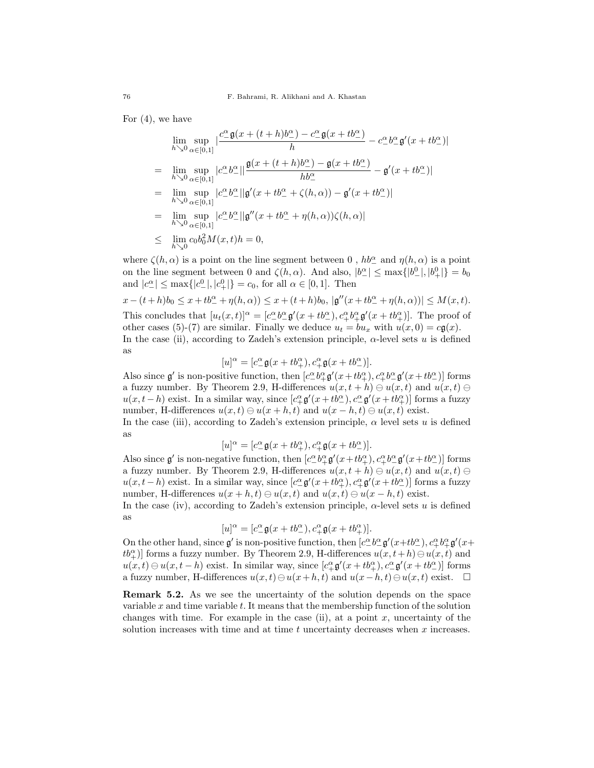For (4), we have

$$
\begin{aligned}
&\lim_{h\searrow 0}\sup_{\alpha\in[0,1]}\left|\frac{c_-^\alpha \mathfrak{g}(x+(t+h)b_-^\alpha)-c_-^\alpha \mathfrak{g}(x+tb_-^\alpha)}{h}-c_-^\alpha b_-^\alpha \mathfrak{g}'(x+tb_-^\alpha)\right|\\
=\;&\lim_{h\searrow 0}\sup_{\alpha\in[0,1]}|c_-^\alpha b_-^\alpha|\left|\frac{\mathfrak{g}(x+(t+h)b_-^\alpha)-\mathfrak{g}(x+tb_-^\alpha)}{hb_-^\alpha}-\mathfrak{g}'(x+tb_-^\alpha)\right|\\
=\;&\lim_{h\searrow 0}\sup_{\alpha\in[0,1]}|c_-^\alpha b_-^\alpha||\mathfrak{g}'(x+tb_-^\alpha+\zeta(h,\alpha))-\mathfrak{g}'(x+tb_-^\alpha)|\\
=\;&\lim_{h\searrow 0}\sup_{\alpha\in[0,1]}|c_-^\alpha b_-^\alpha||\mathfrak{g}''(x+tb_-^\alpha+\eta(h,\alpha))\zeta(h,\alpha)|\\
\le\;&\lim_{h\searrow 0}c_0 b_0^2 M(x,t)h=0,
\end{aligned}
$$

where $\zeta(h,\alpha)$ is a point on the line segment between 0 , $hb_-^\alpha$ and $\eta(h,\alpha)$ is a point on the line segment between 0 and $\zeta(h,\alpha)$. And also, $|b_-^\alpha|\le\max\{|b_-^0|,|b_+^0|\}=b_0$ and $|c_-^\alpha|\le\max\{|c_-^0|,|c_+^0|\}=c_0$, for all $\alpha\in[0,1]$. Then

$x-(t+h)b_0\le x+tb_-^\alpha+\eta(h,\alpha))\le x+(t+h)b_0$, $|\mathfrak{g}''(x+tb_-^\alpha+\eta(h,\alpha))|\le M(x,t)$.

This concludes that $[u_t(x,t)]^\alpha=[c_-^\alpha b_-^\alpha \mathfrak{g}'(x+tb_-^\alpha), c_+^\alpha b_+^\alpha \mathfrak{g}'(x+tb_+^\alpha)]$. The proof of other cases (5)-(7) are similar. Finally we deduce $u_t=bu_x$ with $u(x,0)=c\mathfrak{g}(x)$.

In the case (ii), according to Zadeh's extension principle, $\alpha$-level sets $u$ is defined as

$$[u]^\alpha=[c_-^\alpha \mathfrak{g}(x+tb_+^\alpha), c_+^\alpha \mathfrak{g}(x+tb_-^\alpha)].$$

Also since $\mathfrak{g}'$ is non-positive function, then $[c_-^\alpha b_+^\alpha \mathfrak{g}'(x+tb_+^\alpha), c_+^\alpha b_-^\alpha \mathfrak{g}'(x+tb_-^\alpha)]$ forms a fuzzy number. By Theorem 2.9, H-differences $u(x,t+h)\ominus u(x,t)$ and $u(x,t)\ominus u(x,t-h)$ exist. In a similar way, since $[c_+^\alpha \mathfrak{g}'(x+tb_-^\alpha), c_-^\alpha \mathfrak{g}'(x+tb_+^\alpha)]$ forms a fuzzy number, H-differences $u(x,t)\ominus u(x+h,t)$ and $u(x-h,t)\ominus u(x,t)$ exist.

In the case (iii), according to Zadeh's extension principle, $\alpha$ level sets $u$ is defined as

$$[u]^\alpha=[c_-^\alpha \mathfrak{g}(x+tb_+^\alpha), c_+^\alpha \mathfrak{g}(x+tb_-^\alpha)].$$

Also since $\mathfrak{g}'$ is non-negative function, then $[c_-^\alpha b_+^\alpha \mathfrak{g}'(x+tb_+^\alpha), c_+^\alpha b_-^\alpha \mathfrak{g}'(x+tb_-^\alpha)]$ forms a fuzzy number. By Theorem 2.9, H-differences $u(x,t+h)\ominus u(x,t)$ and $u(x,t)\ominus u(x,t-h)$ exist. In a similar way, since $[c_-^\alpha \mathfrak{g}'(x+tb_+^\alpha), c_+^\alpha \mathfrak{g}'(x+tb_-^\alpha)]$ forms a fuzzy number, H-differences $u(x+h,t)\ominus u(x,t)$ and $u(x,t)\ominus u(x-h,t)$ exist.

In the case (iv), according to Zadeh's extension principle, $\alpha$-level sets $u$ is defined as

$$[u]^\alpha=[c_-^\alpha \mathfrak{g}(x+tb_-^\alpha), c_+^\alpha \mathfrak{g}(x+tb_+^\alpha)].$$

On the other hand, since $\mathfrak{g}'$ is non-positive function, then $[c_-^\alpha b_-^\alpha \mathfrak{g}'(x+tb_-^\alpha), c_+^\alpha b_+^\alpha \mathfrak{g}'(x+tb_+^\alpha)]$ forms a fuzzy number. By Theorem 2.9, H-differences $u(x,t+h)\ominus u(x,t)$ and $u(x,t)\ominus u(x,t-h)$ exist. In similar way, since $[c_+^\alpha \mathfrak{g}'(x+tb_+^\alpha), c_-^\alpha \mathfrak{g}'(x+tb_-^\alpha)]$ forms a fuzzy number, H-differences $u(x,t)\ominus u(x+h,t)$ and $u(x-h,t)\ominus u(x,t)$ exist. $\square$

**Remark 5.2.** As we see the uncertainty of the solution depends on the space variable $x$ and time variable $t$. It means that the membership function of the solution changes with time. For example in the case (ii), at a point $x$, uncertainty of the solution increases with time and at time $t$ uncertainty decreases when $x$ increases.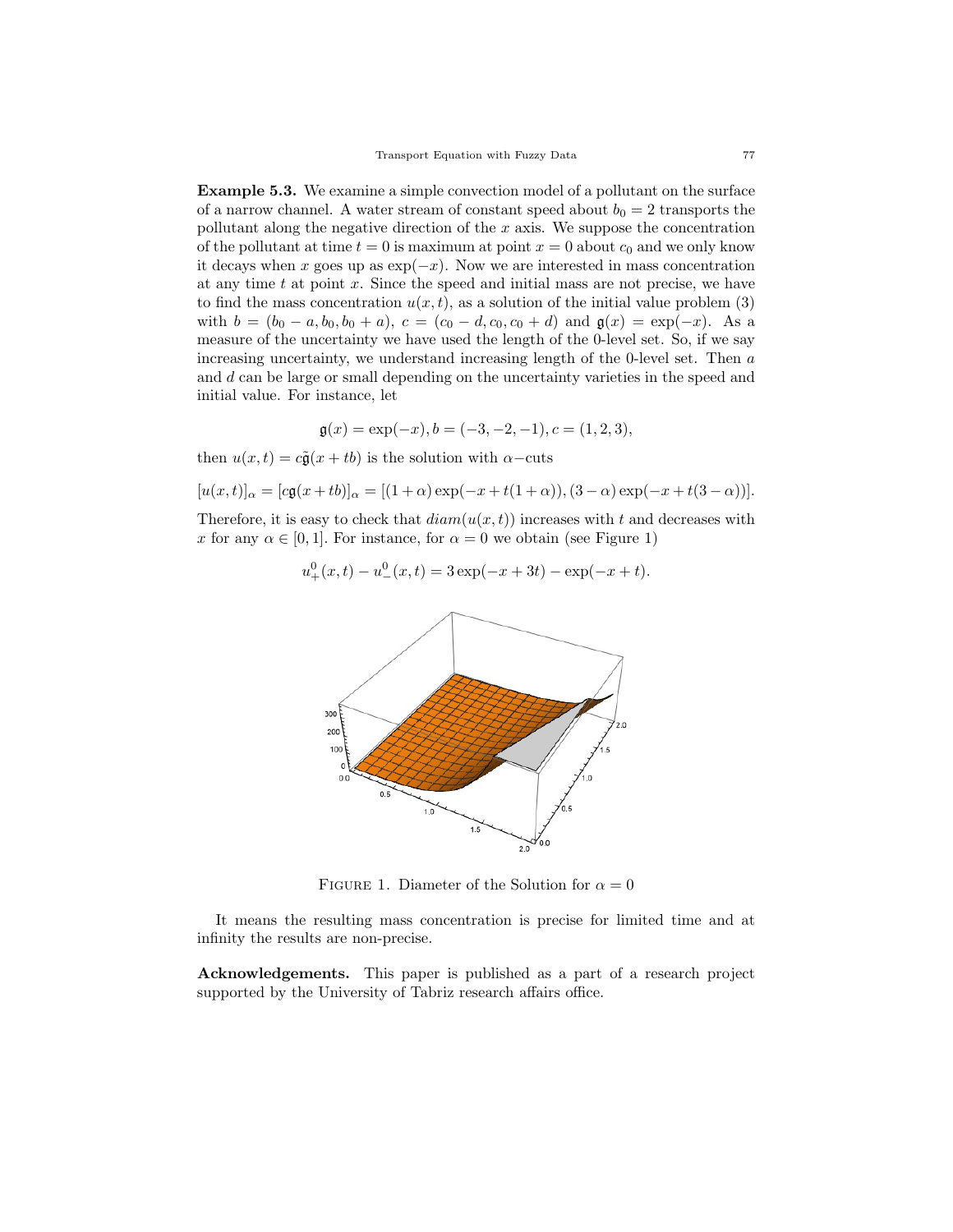**Example 5.3.** We examine a simple convection model of a pollutant on the surface of a narrow channel. A water stream of constant speed about $b_0 = 2$ transports the pollutant along the negative direction of the $x$ axis. We suppose the concentration of the pollutant at time $t = 0$ is maximum at point $x = 0$ about $c_0$ and we only know it decays when $x$ goes up as $\exp(-x)$. Now we are interested in mass concentration at any time $t$ at point $x$. Since the speed and initial mass are not precise, we have to find the mass concentration $u(x, t)$, as a solution of the initial value problem (3) with $b = (b_0 - a, b_0, b_0 + a)$, $c = (c_0 - d, c_0, c_0 + d)$ and $\mathfrak{g}(x) = \exp(-x)$. As a measure of the uncertainty we have used the length of the 0-level set. So, if we say increasing uncertainty, we understand increasing length of the 0-level set. Then $a$ and $d$ can be large or small depending on the uncertainty varieties in the speed and initial value. For instance, let

$$\mathfrak{g}(x) = \exp(-x), b = (-3, -2, -1), c = (1, 2, 3),$$

then $u(x, t) = c\tilde{\mathfrak{g}}(x + tb)$ is the solution with $\alpha-$cuts

$$[u(x, t)]_\alpha = [c\mathfrak{g}(x + tb)]_\alpha = [(1 + \alpha)\exp(-x + t(1 + \alpha)), (3 - \alpha)\exp(-x + t(3 - \alpha))].$$

Therefore, it is easy to check that $diam(u(x, t))$ increases with $t$ and decreases with $x$ for any $\alpha \in [0, 1]$. For instance, for $\alpha = 0$ we obtain (see Figure 1)

$$u_+^0(x, t) - u_-^0(x, t) = 3\exp(-x + 3t) - \exp(-x + t).$$

FIGURE 1. Diameter of the Solution for $\alpha = 0$

It means the resulting mass concentration is precise for limited time and at infinity the results are non-precise.

**Acknowledgements.** This paper is published as a part of a research project supported by the University of Tabriz research affairs office.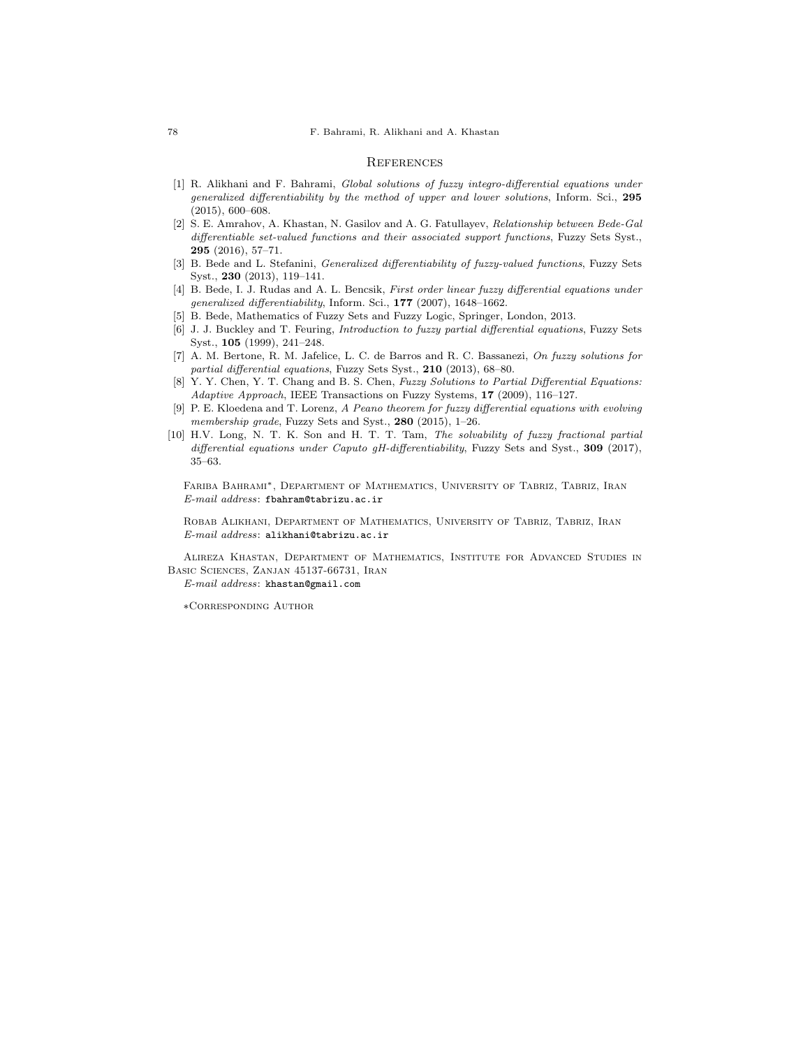## References

[1] R. Alikhani and F. Bahrami, *Global solutions of fuzzy integro-differential equations under generalized differentiability by the method of upper and lower solutions*, Inform. Sci., **295** (2015), 600–608.

[2] S. E. Amrahov, A. Khastan, N. Gasilov and A. G. Fatullayev, *Relationship between Bede-Gal differentiable set-valued functions and their associated support functions*, Fuzzy Sets Syst., **295** (2016), 57–71.

[3] B. Bede and L. Stefanini, *Generalized differentiability of fuzzy-valued functions*, Fuzzy Sets Syst., **230** (2013), 119–141.

[4] B. Bede, I. J. Rudas and A. L. Bencsik, *First order linear fuzzy differential equations under generalized differentiability*, Inform. Sci., **177** (2007), 1648–1662.

[5] B. Bede, Mathematics of Fuzzy Sets and Fuzzy Logic, Springer, London, 2013.

[6] J. J. Buckley and T. Feuring, *Introduction to fuzzy partial differential equations*, Fuzzy Sets Syst., **105** (1999), 241–248.

[7] A. M. Bertone, R. M. Jafelice, L. C. de Barros and R. C. Bassanezi, *On fuzzy solutions for partial differential equations*, Fuzzy Sets Syst., **210** (2013), 68–80.

[8] Y. Y. Chen, Y. T. Chang and B. S. Chen, *Fuzzy Solutions to Partial Differential Equations: Adaptive Approach*, IEEE Transactions on Fuzzy Systems, **17** (2009), 116–127.

[9] P. E. Kloedena and T. Lorenz, *A Peano theorem for fuzzy differential equations with evolving membership grade*, Fuzzy Sets and Syst., **280** (2015), 1–26.

[10] H.V. Long, N. T. K. Son and H. T. T. Tam, *The solvability of fuzzy fractional partial differential equations under Caputo gH-differentiability*, Fuzzy Sets and Syst., **309** (2017), 35–63.

Fariba Bahrami*, Department of Mathematics, University of Tabriz, Tabriz, Iran
*E-mail address*: fbahram@tabrizu.ac.ir

Robab Alikhani, Department of Mathematics, University of Tabriz, Tabriz, Iran
*E-mail address*: alikhani@tabrizu.ac.ir

Alireza Khastan, Department of Mathematics, Institute for Advanced Studies in Basic Sciences, Zanjan 45137-66731, Iran
*E-mail address*: khastan@gmail.com

*Corresponding Author